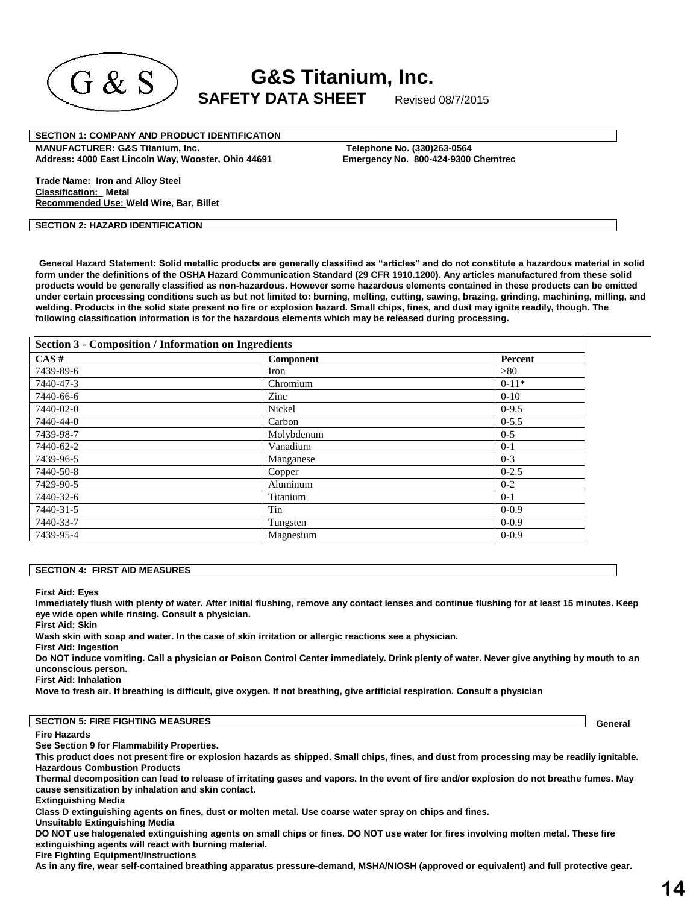G & S

# G&S Titanium, Inc.

## SAFETY DATA SHEET

Revised 08/7/2015

### SECTION 1: COMPANY AND PRODUCT IDENTIFICATION

**MANUFACTURER: G&S Titanium, Inc.**
**Address: 4000 East Lincoln Way, Wooster, Ohio 44691**

**Telephone No. (330)263-0564**
**Emergency No. 800-424-9300 Chemtrec**

**Trade Name: Iron and Alloy Steel**
**Classification: Metal**
**Recommended Use: Weld Wire, Bar, Billet**

### SECTION 2: HAZARD IDENTIFICATION

**General Hazard Statement: Solid metallic products are generally classified as "articles" and do not constitute a hazardous material in solid form under the definitions of the OSHA Hazard Communication Standard (29 CFR 1910.1200). Any articles manufactured from these solid products would be generally classified as non-hazardous. However some hazardous elements contained in these products can be emitted under certain processing conditions such as but not limited to: burning, melting, cutting, sawing, brazing, grinding, machining, milling, and welding. Products in the solid state present no fire or explosion hazard. Small chips, fines, and dust may ignite readily, though. The following classification information is for the hazardous elements which may be released during processing.**

### Section 3 - Composition / Information on Ingredients

| CAS # | Component | Percent |
|---|---|---|
| 7439-89-6 | Iron | >80 |
| 7440-47-3 | Chromium | 0-11* |
| 7440-66-6 | Zinc | 0-10 |
| 7440-02-0 | Nickel | 0-9.5 |
| 7440-44-0 | Carbon | 0-5.5 |
| 7439-98-7 | Molybdenum | 0-5 |
| 7440-62-2 | Vanadium | 0-1 |
| 7439-96-5 | Manganese | 0-3 |
| 7440-50-8 | Copper | 0-2.5 |
| 7429-90-5 | Aluminum | 0-2 |
| 7440-32-6 | Titanium | 0-1 |
| 7440-31-5 | Tin | 0-0.9 |
| 7440-33-7 | Tungsten | 0-0.9 |
| 7439-95-4 | Magnesium | 0-0.9 |

### SECTION 4: FIRST AID MEASURES

**First Aid: Eyes**
**Immediately flush with plenty of water. After initial flushing, remove any contact lenses and continue flushing for at least 15 minutes. Keep eye wide open while rinsing. Consult a physician.**
**First Aid: Skin**
**Wash skin with soap and water. In the case of skin irritation or allergic reactions see a physician.**
**First Aid: Ingestion**
**Do NOT induce vomiting. Call a physician or Poison Control Center immediately. Drink plenty of water. Never give anything by mouth to an unconscious person.**
**First Aid: Inhalation**
**Move to fresh air. If breathing is difficult, give oxygen. If not breathing, give artificial respiration. Consult a physician**

### SECTION 5: FIRE FIGHTING MEASURES

**General**

**Fire Hazards**
**See Section 9 for Flammability Properties.**
**This product does not present fire or explosion hazards as shipped. Small chips, fines, and dust from processing may be readily ignitable.**
**Hazardous Combustion Products**
**Thermal decomposition can lead to release of irritating gases and vapors. In the event of fire and/or explosion do not breathe fumes. May cause sensitization by inhalation and skin contact.**
**Extinguishing Media**
**Class D extinguishing agents on fines, dust or molten metal. Use coarse water spray on chips and fines.**
**Unsuitable Extinguishing Media**
**DO NOT use halogenated extinguishing agents on small chips or fines. DO NOT use water for fires involving molten metal. These fire extinguishing agents will react with burning material.**
**Fire Fighting Equipment/Instructions**
**As in any fire, wear self-contained breathing apparatus pressure-demand, MSHA/NIOSH (approved or equivalent) and full protective gear.**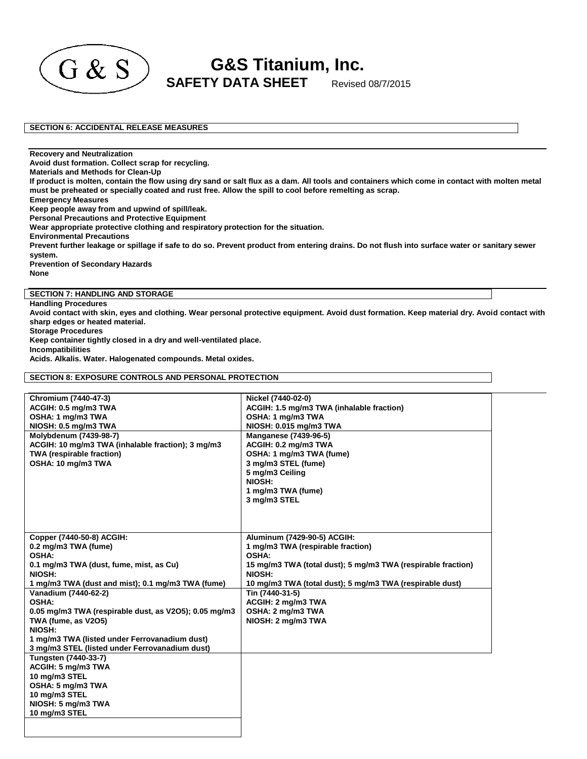## SECTION 6: ACCIDENTAL RELEASE MEASURES

**Recovery and Neutralization**
**Avoid dust formation. Collect scrap for recycling.**
**Materials and Methods for Clean-Up**
**If product is molten, contain the flow using dry sand or salt flux as a dam. All tools and containers which come in contact with molten metal must be preheated or specially coated and rust free. Allow the spill to cool before remelting as scrap.**
**Emergency Measures**
**Keep people away from and upwind of spill/leak.**
**Personal Precautions and Protective Equipment**
**Wear appropriate protective clothing and respiratory protection for the situation.**
**Environmental Precautions**
**Prevent further leakage or spillage if safe to do so. Prevent product from entering drains. Do not flush into surface water or sanitary sewer system.**
**Prevention of Secondary Hazards**
**None**

## SECTION 7: HANDLING AND STORAGE

**Handling Procedures**
**Avoid contact with skin, eyes and clothing. Wear personal protective equipment. Avoid dust formation. Keep material dry. Avoid contact with sharp edges or heated material.**
**Storage Procedures**
**Keep container tightly closed in a dry and well-ventilated place.**
**Incompatibilities**
**Acids. Alkalis. Water. Halogenated compounds. Metal oxides.**

## SECTION 8: EXPOSURE CONTROLS AND PERSONAL PROTECTION

| | |
|---|---|
| **Chromium (7440-47-3)**<br>**ACGIH: 0.5 mg/m3 TWA**<br>**OSHA: 1 mg/m3 TWA**<br>**NIOSH: 0.5 mg/m3 TWA** | **Nickel (7440-02-0)**<br>**ACGIH: 1.5 mg/m3 TWA (inhalable fraction)**<br>**OSHA: 1 mg/m3 TWA**<br>**NIOSH: 0.015 mg/m3 TWA** |
| **Molybdenum (7439-98-7)**<br>**ACGIH: 10 mg/m3 TWA (inhalable fraction); 3 mg/m3 TWA (respirable fraction)**<br>**OSHA: 10 mg/m3 TWA** | **Manganese (7439-96-5)**<br>**ACGIH: 0.2 mg/m3 TWA**<br>**OSHA: 1 mg/m3 TWA (fume)**<br>**3 mg/m3 STEL (fume)**<br>**5 mg/m3 Ceiling**<br>**NIOSH:**<br>**1 mg/m3 TWA (fume)**<br>**3 mg/m3 STEL** |
| **Copper (7440-50-8) ACGIH:**<br>**0.2 mg/m3 TWA (fume)**<br>**OSHA:**<br>**0.1 mg/m3 TWA (dust, fume, mist, as Cu)**<br>**NIOSH:**<br>**1 mg/m3 TWA (dust and mist); 0.1 mg/m3 TWA (fume)** | **Aluminum (7429-90-5) ACGIH:**<br>**1 mg/m3 TWA (respirable fraction)**<br>**OSHA:**<br>**15 mg/m3 TWA (total dust); 5 mg/m3 TWA (respirable fraction)**<br>**NIOSH:**<br>**10 mg/m3 TWA (total dust); 5 mg/m3 TWA (respirable dust)** |
| **Vanadium (7440-62-2)**<br>**OSHA:**<br>**0.05 mg/m3 TWA (respirable dust, as $V_2O_5$); 0.05 mg/m3 TWA (fume, as $V_2O_5$)**<br>**NIOSH:**<br>**1 mg/m3 TWA (listed under Ferrovanadium dust)**<br>**3 mg/m3 STEL (listed under Ferrovanadium dust)** | **Tin (7440-31-5)**<br>**ACGIH: 2 mg/m3 TWA**<br>**OSHA: 2 mg/m3 TWA**<br>**NIOSH: 2 mg/m3 TWA** |
| **Tungsten (7440-33-7)**<br>**ACGIH: 5 mg/m3 TWA**<br>**10 mg/m3 STEL**<br>**OSHA: 5 mg/m3 TWA**<br>**10 mg/m3 STEL**<br>**NIOSH: 5 mg/m3 TWA**<br>**10 mg/m3 STEL** | |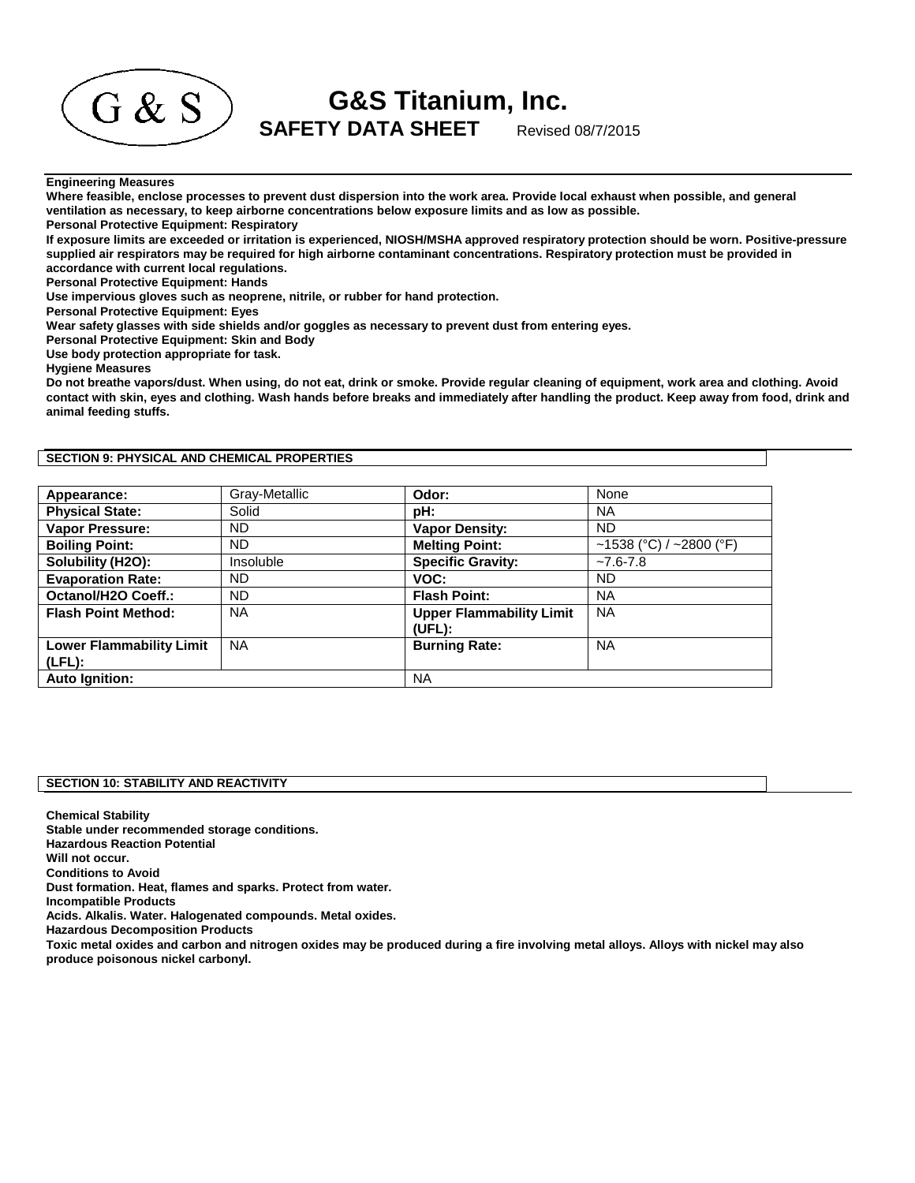**Engineering Measures**

**Where feasible, enclose processes to prevent dust dispersion into the work area. Provide local exhaust when possible, and general ventilation as necessary, to keep airborne concentrations below exposure limits and as low as possible.**

**Personal Protective Equipment: Respiratory**

**If exposure limits are exceeded or irritation is experienced, NIOSH/MSHA approved respiratory protection should be worn. Positive-pressure supplied air respirators may be required for high airborne contaminant concentrations. Respiratory protection must be provided in accordance with current local regulations.**

**Personal Protective Equipment: Hands**

**Use impervious gloves such as neoprene, nitrile, or rubber for hand protection.**

**Personal Protective Equipment: Eyes**

**Wear safety glasses with side shields and/or goggles as necessary to prevent dust from entering eyes.**

**Personal Protective Equipment: Skin and Body**

**Use body protection appropriate for task.**

**Hygiene Measures**

**Do not breathe vapors/dust. When using, do not eat, drink or smoke. Provide regular cleaning of equipment, work area and clothing. Avoid contact with skin, eyes and clothing. Wash hands before breaks and immediately after handling the product. Keep away from food, drink and animal feeding stuffs.**

## SECTION 9: PHYSICAL AND CHEMICAL PROPERTIES

| | | | |
|---|---|---|---|
| **Appearance:** | Gray-Metallic | **Odor:** | None |
| **Physical State:** | Solid | **pH:** | NA |
| **Vapor Pressure:** | ND | **Vapor Density:** | ND |
| **Boiling Point:** | ND | **Melting Point:** | ~1538 (°C) / ~2800 (°F) |
| **Solubility (H2O):** | Insoluble | **Specific Gravity:** | ~7.6-7.8 |
| **Evaporation Rate:** | ND | **VOC:** | ND |
| **Octanol/H2O Coeff.:** | ND | **Flash Point:** | NA |
| **Flash Point Method:** | NA | **Upper Flammability Limit (UFL):** | NA |
| **Lower Flammability Limit (LFL):** | NA | **Burning Rate:** | NA |
| **Auto Ignition:** | | NA | |

## SECTION 10: STABILITY AND REACTIVITY

**Chemical Stability**

**Stable under recommended storage conditions.**

**Hazardous Reaction Potential**

**Will not occur.**

**Conditions to Avoid**

**Dust formation. Heat, flames and sparks. Protect from water.**

**Incompatible Products**

**Acids. Alkalis. Water. Halogenated compounds. Metal oxides.**

**Hazardous Decomposition Products**

**Toxic metal oxides and carbon and nitrogen oxides may be produced during a fire involving metal alloys. Alloys with nickel may also produce poisonous nickel carbonyl.**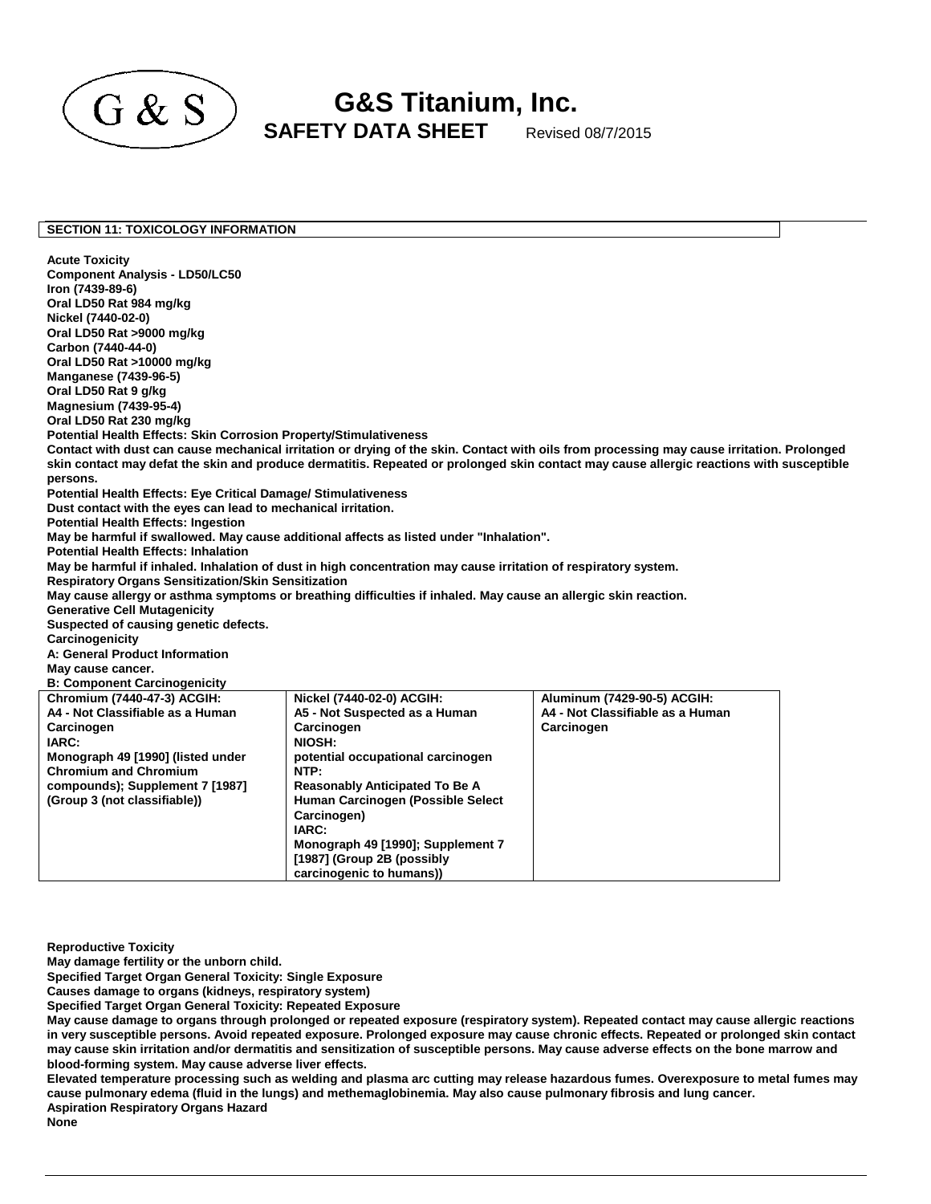# G&S Titanium, Inc.

**SAFETY DATA SHEET** Revised 08/7/2015

## SECTION 11: TOXICOLOGY INFORMATION

**Acute Toxicity**
**Component Analysis - LD50/LC50**
**Iron (7439-89-6)**
**Oral LD50 Rat 984 mg/kg**
**Nickel (7440-02-0)**
**Oral LD50 Rat >9000 mg/kg**
**Carbon (7440-44-0)**
**Oral LD50 Rat >10000 mg/kg**
**Manganese (7439-96-5)**
**Oral LD50 Rat 9 g/kg**
**Magnesium (7439-95-4)**
**Oral LD50 Rat 230 mg/kg**
**Potential Health Effects: Skin Corrosion Property/Stimulativeness**
**Contact with dust can cause mechanical irritation or drying of the skin. Contact with oils from processing may cause irritation. Prolonged skin contact may defat the skin and produce dermatitis. Repeated or prolonged skin contact may cause allergic reactions with susceptible persons.**
**Potential Health Effects: Eye Critical Damage/ Stimulativeness**
**Dust contact with the eyes can lead to mechanical irritation.**
**Potential Health Effects: Ingestion**
**May be harmful if swallowed. May cause additional affects as listed under "Inhalation".**
**Potential Health Effects: Inhalation**
**May be harmful if inhaled. Inhalation of dust in high concentration may cause irritation of respiratory system.**
**Respiratory Organs Sensitization/Skin Sensitization**
**May cause allergy or asthma symptoms or breathing difficulties if inhaled. May cause an allergic skin reaction.**
**Generative Cell Mutagenicity**
**Suspected of causing genetic defects.**
**Carcinogenicity**
**A: General Product Information**
**May cause cancer.**
**B: Component Carcinogenicity**

| Chromium (7440-47-3) ACGIH: | Nickel (7440-02-0) ACGIH: | Aluminum (7429-90-5) ACGIH: |
|---|---|---|
| A4 - Not Classifiable as a Human Carcinogen<br>IARC:<br>Monograph 49 [1990] (listed under Chromium and Chromium compounds); Supplement 7 [1987] (Group 3 (not classifiable)) | A5 - Not Suspected as a Human Carcinogen<br>NIOSH:<br>potential occupational carcinogen<br>NTP:<br>Reasonably Anticipated To Be A Human Carcinogen (Possible Select Carcinogen)<br>IARC:<br>Monograph 49 [1990]; Supplement 7 [1987] (Group 2B (possibly carcinogenic to humans)) | A4 - Not Classifiable as a Human Carcinogen |

**Reproductive Toxicity**
**May damage fertility or the unborn child.**
**Specified Target Organ General Toxicity: Single Exposure**
**Causes damage to organs (kidneys, respiratory system)**
**Specified Target Organ General Toxicity: Repeated Exposure**
**May cause damage to organs through prolonged or repeated exposure (respiratory system). Repeated contact may cause allergic reactions in very susceptible persons. Avoid repeated exposure. Prolonged exposure may cause chronic effects. Repeated or prolonged skin contact may cause skin irritation and/or dermatitis and sensitization of susceptible persons. May cause adverse effects on the bone marrow and blood-forming system. May cause adverse liver effects.**
**Elevated temperature processing such as welding and plasma arc cutting may release hazardous fumes. Overexposure to metal fumes may cause pulmonary edema (fluid in the lungs) and methemaglobinemia. May also cause pulmonary fibrosis and lung cancer.**
**Aspiration Respiratory Organs Hazard**
**None**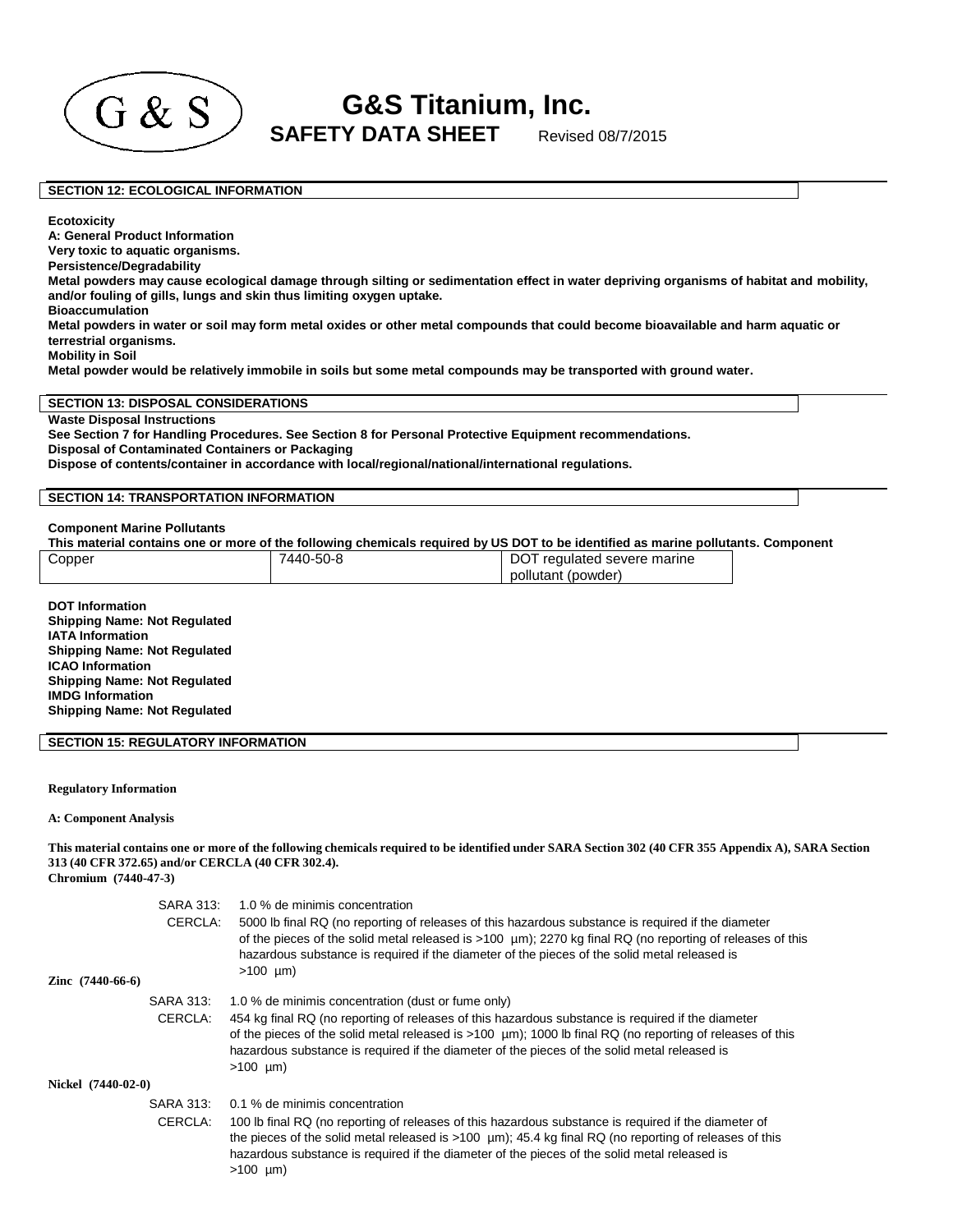# G&S Titanium, Inc.

**SAFETY DATA SHEET** Revised 08/7/2015

## SECTION 12: ECOLOGICAL INFORMATION

**Ecotoxicity**

**A: General Product Information**

**Very toxic to aquatic organisms.**

**Persistence/Degradability**

**Metal powders may cause ecological damage through silting or sedimentation effect in water depriving organisms of habitat and mobility, and/or fouling of gills, lungs and skin thus limiting oxygen uptake.**

**Bioaccumulation**

**Metal powders in water or soil may form metal oxides or other metal compounds that could become bioavailable and harm aquatic or terrestrial organisms.**

**Mobility in Soil**

**Metal powder would be relatively immobile in soils but some metal compounds may be transported with ground water.**

## SECTION 13: DISPOSAL CONSIDERATIONS

**Waste Disposal Instructions**

**See Section 7 for Handling Procedures. See Section 8 for Personal Protective Equipment recommendations.**

**Disposal of Contaminated Containers or Packaging**

**Dispose of contents/container in accordance with local/regional/national/international regulations.**

## SECTION 14: TRANSPORTATION INFORMATION

**Component Marine Pollutants**

**This material contains one or more of the following chemicals required by US DOT to be identified as marine pollutants. Component**

| Copper | 7440-50-8 | DOT regulated severe marine pollutant (powder) |
|---|---|---|

**DOT Information**

**Shipping Name: Not Regulated**

**IATA Information**

**Shipping Name: Not Regulated**

**ICAO Information**

**Shipping Name: Not Regulated**

**IMDG Information**

**Shipping Name: Not Regulated**

## SECTION 15: REGULATORY INFORMATION

**Regulatory Information**

**A: Component Analysis**

**This material contains one or more of the following chemicals required to be identified under SARA Section 302 (40 CFR 355 Appendix A), SARA Section 313 (40 CFR 372.65) and/or CERCLA (40 CFR 302.4).**

**Chromium (7440-47-3)**

SARA 313: 1.0 % de minimis concentration

CERCLA: 5000 lb final RQ (no reporting of releases of this hazardous substance is required if the diameter of the pieces of the solid metal released is >100 µm); 2270 kg final RQ (no reporting of releases of this hazardous substance is required if the diameter of the pieces of the solid metal released is >100 µm)

**Zinc (7440-66-6)**

SARA 313: 1.0 % de minimis concentration (dust or fume only)

CERCLA: 454 kg final RQ (no reporting of releases of this hazardous substance is required if the diameter of the pieces of the solid metal released is >100 µm); 1000 lb final RQ (no reporting of releases of this hazardous substance is required if the diameter of the pieces of the solid metal released is >100 µm)

**Nickel (7440-02-0)**

SARA 313: 0.1 % de minimis concentration

CERCLA: 100 lb final RQ (no reporting of releases of this hazardous substance is required if the diameter of the pieces of the solid metal released is >100 µm); 45.4 kg final RQ (no reporting of releases of this hazardous substance is required if the diameter of the pieces of the solid metal released is >100 µm)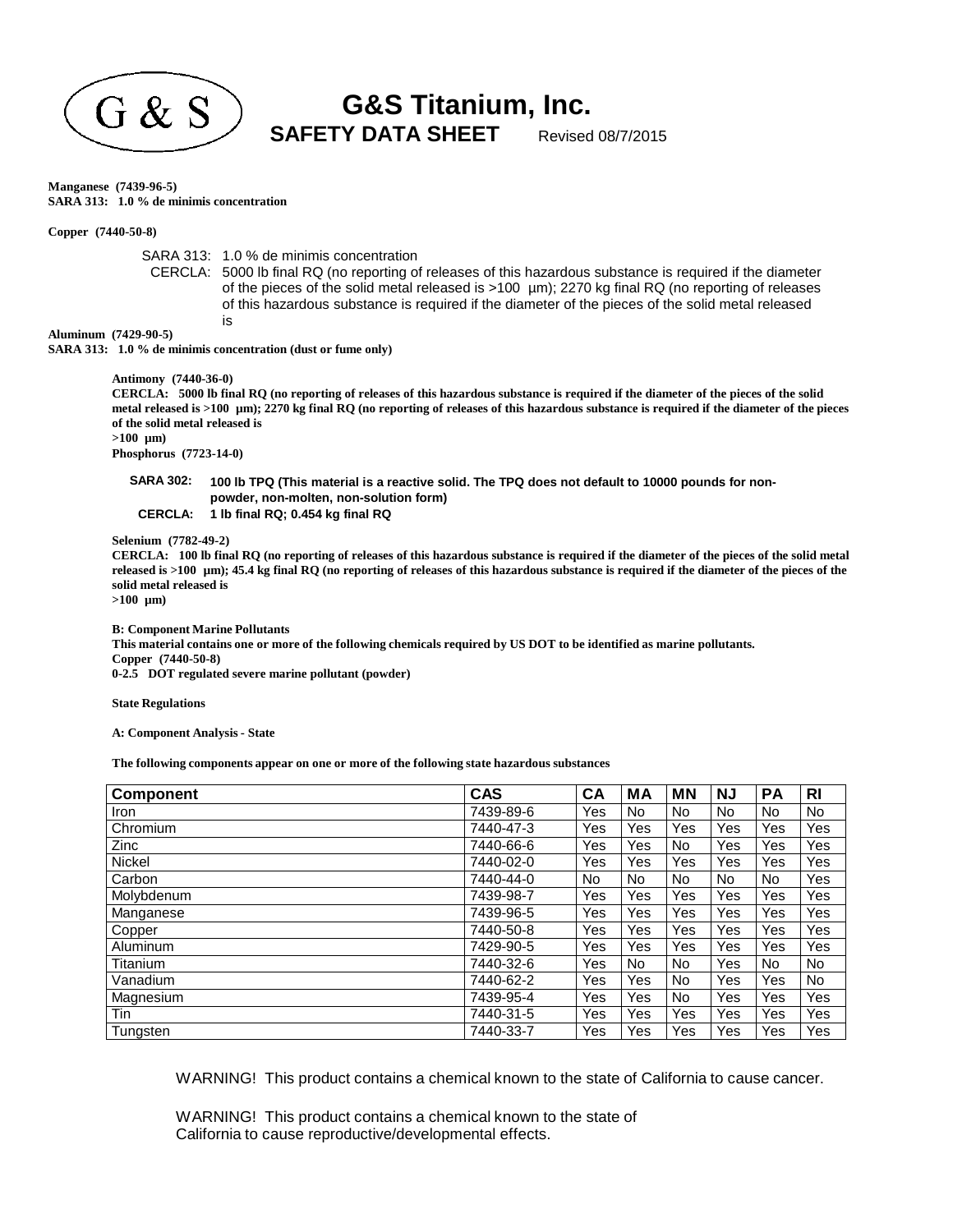**Manganese (7439-96-5)**
**SARA 313: 1.0 % de minimis concentration**

**Copper (7440-50-8)**

SARA 313: 1.0 % de minimis concentration
CERCLA: 5000 lb final RQ (no reporting of releases of this hazardous substance is required if the diameter of the pieces of the solid metal released is >100 µm); 2270 kg final RQ (no reporting of releases of this hazardous substance is required if the diameter of the pieces of the solid metal released is

**Aluminum (7429-90-5)**
**SARA 313: 1.0 % de minimis concentration (dust or fume only)**

**Antimony (7440-36-0)**
**CERCLA: 5000 lb final RQ (no reporting of releases of this hazardous substance is required if the diameter of the pieces of the solid metal released is >100 µm); 2270 kg final RQ (no reporting of releases of this hazardous substance is required if the diameter of the pieces of the solid metal released is**
**>100 µm)**
**Phosphorus (7723-14-0)**

**SARA 302: 100 lb TPQ (This material is a reactive solid. The TPQ does not default to 10000 pounds for non-powder, non-molten, non-solution form)**
**CERCLA: 1 lb final RQ; 0.454 kg final RQ**

**Selenium (7782-49-2)**
**CERCLA: 100 lb final RQ (no reporting of releases of this hazardous substance is required if the diameter of the pieces of the solid metal released is >100 µm); 45.4 kg final RQ (no reporting of releases of this hazardous substance is required if the diameter of the pieces of the solid metal released is**
**>100 µm)**

**B: Component Marine Pollutants**
**This material contains one or more of the following chemicals required by US DOT to be identified as marine pollutants.**
**Copper (7440-50-8)**
**0-2.5 DOT regulated severe marine pollutant (powder)**

**State Regulations**

**A: Component Analysis - State**

**The following components appear on one or more of the following state hazardous substances**

| Component | CAS | CA | MA | MN | NJ | PA | RI |
|---|---|---|---|---|---|---|---|
| Iron | 7439-89-6 | Yes | No | No | No | No | No |
| Chromium | 7440-47-3 | Yes | Yes | Yes | Yes | Yes | Yes |
| Zinc | 7440-66-6 | Yes | Yes | No | Yes | Yes | Yes |
| Nickel | 7440-02-0 | Yes | Yes | Yes | Yes | Yes | Yes |
| Carbon | 7440-44-0 | No | No | No | No | No | Yes |
| Molybdenum | 7439-98-7 | Yes | Yes | Yes | Yes | Yes | Yes |
| Manganese | 7439-96-5 | Yes | Yes | Yes | Yes | Yes | Yes |
| Copper | 7440-50-8 | Yes | Yes | Yes | Yes | Yes | Yes |
| Aluminum | 7429-90-5 | Yes | Yes | Yes | Yes | Yes | Yes |
| Titanium | 7440-32-6 | Yes | No | No | Yes | No | No |
| Vanadium | 7440-62-2 | Yes | Yes | No | Yes | Yes | No |
| Magnesium | 7439-95-4 | Yes | Yes | No | Yes | Yes | Yes |
| Tin | 7440-31-5 | Yes | Yes | Yes | Yes | Yes | Yes |
| Tungsten | 7440-33-7 | Yes | Yes | Yes | Yes | Yes | Yes |

WARNING! This product contains a chemical known to the state of California to cause cancer.

WARNING! This product contains a chemical known to the state of California to cause reproductive/developmental effects.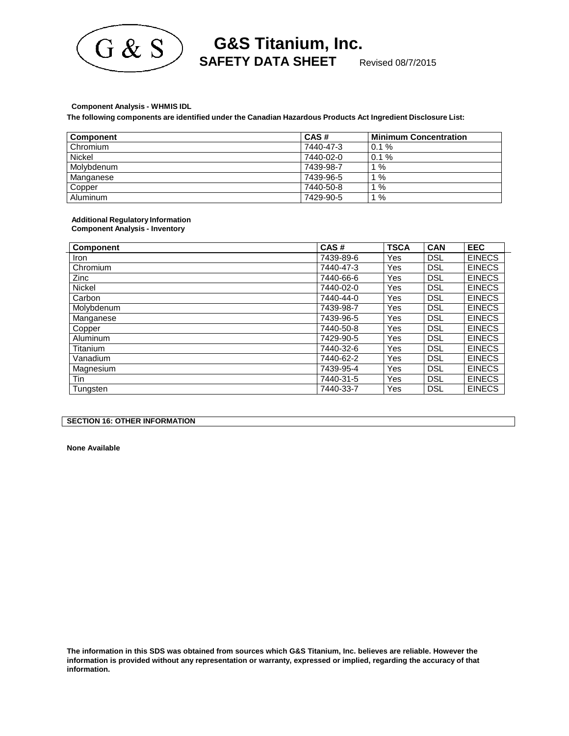**Component Analysis - WHMIS IDL**

**The following components are identified under the Canadian Hazardous Products Act Ingredient Disclosure List:**

| Component | CAS # | Minimum Concentration |
|---|---|---|
| Chromium | 7440-47-3 | 0.1 % |
| Nickel | 7440-02-0 | 0.1 % |
| Molybdenum | 7439-98-7 | 1 % |
| Manganese | 7439-96-5 | 1 % |
| Copper | 7440-50-8 | 1 % |
| Aluminum | 7429-90-5 | 1 % |

**Additional Regulatory Information**
**Component Analysis - Inventory**

| Component | CAS # | TSCA | CAN | EEC |
|---|---|---|---|---|
| Iron | 7439-89-6 | Yes | DSL | EINECS |
| Chromium | 7440-47-3 | Yes | DSL | EINECS |
| Zinc | 7440-66-6 | Yes | DSL | EINECS |
| Nickel | 7440-02-0 | Yes | DSL | EINECS |
| Carbon | 7440-44-0 | Yes | DSL | EINECS |
| Molybdenum | 7439-98-7 | Yes | DSL | EINECS |
| Manganese | 7439-96-5 | Yes | DSL | EINECS |
| Copper | 7440-50-8 | Yes | DSL | EINECS |
| Aluminum | 7429-90-5 | Yes | DSL | EINECS |
| Titanium | 7440-32-6 | Yes | DSL | EINECS |
| Vanadium | 7440-62-2 | Yes | DSL | EINECS |
| Magnesium | 7439-95-4 | Yes | DSL | EINECS |
| Tin | 7440-31-5 | Yes | DSL | EINECS |
| Tungsten | 7440-33-7 | Yes | DSL | EINECS |

## SECTION 16: OTHER INFORMATION

**None Available**

**The information in this SDS was obtained from sources which G&S Titanium, Inc. believes are reliable. However the information is provided without any representation or warranty, expressed or implied, regarding the accuracy of that information.**